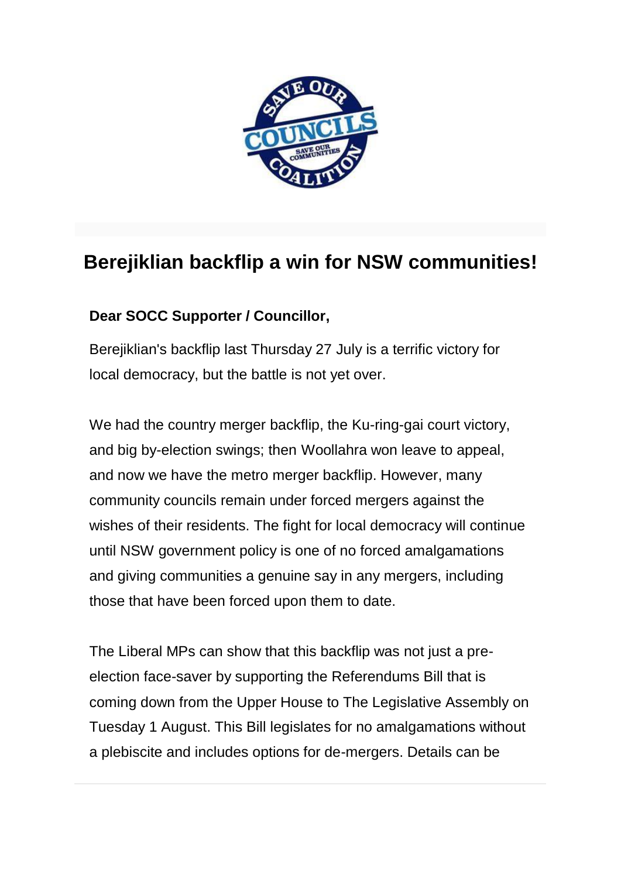# Berejiklian backflip a win for NSW communities!

**Dear SOCC Supporter / Councillor,**

Berejiklian's backflip last Thursday 27 July is a terrific victory for local democracy, but the battle is not yet over.

We had the country merger backflip, the Ku-ring-gai court victory, and big by-election swings; then Woollahra won leave to appeal, and now we have the metro merger backflip. However, many community councils remain under forced mergers against the wishes of their residents. The fight for local democracy will continue until NSW government policy is one of no forced amalgamations and giving communities a genuine say in any mergers, including those that have been forced upon them to date.

The Liberal MPs can show that this backflip was not just a pre-election face-saver by supporting the Referendums Bill that is coming down from the Upper House to The Legislative Assembly on Tuesday 1 August. This Bill legislates for no amalgamations without a plebiscite and includes options for de-mergers. Details can be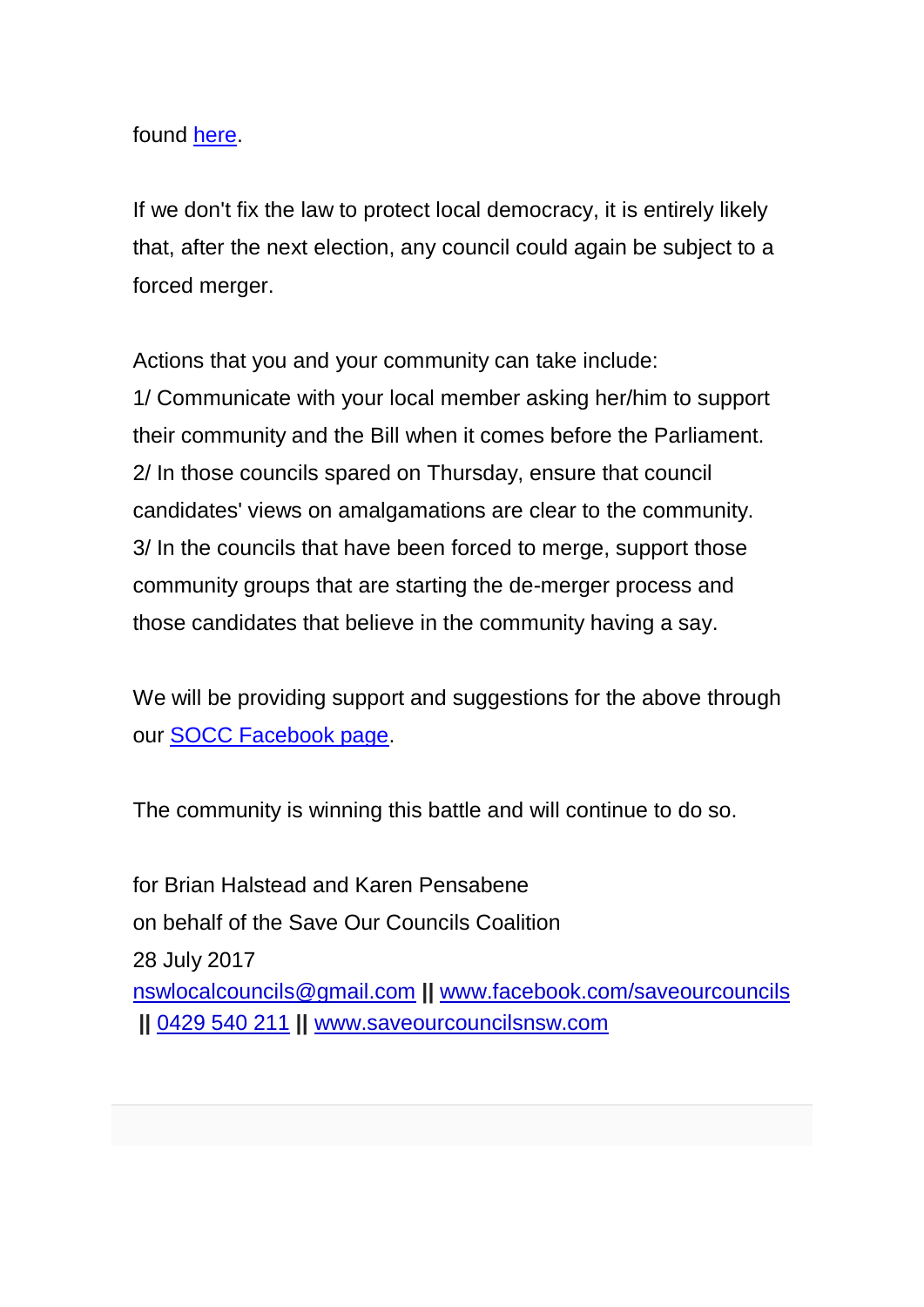found here.

If we don't fix the law to protect local democracy, it is entirely likely that, after the next election, any council could again be subject to a forced merger.

Actions that you and your community can take include:
1/ Communicate with your local member asking her/him to support their community and the Bill when it comes before the Parliament.
2/ In those councils spared on Thursday, ensure that council candidates' views on amalgamations are clear to the community.
3/ In the councils that have been forced to merge, support those community groups that are starting the de-merger process and those candidates that believe in the community having a say.

We will be providing support and suggestions for the above through our SOCC Facebook page.

The community is winning this battle and will continue to do so.

for Brian Halstead and Karen Pensabene
on behalf of the Save Our Councils Coalition
28 July 2017
nswlocalcouncils@gmail.com **||** www.facebook.com/saveourcouncils **||** 0429 540 211 **||** www.saveourcouncilsnsw.com